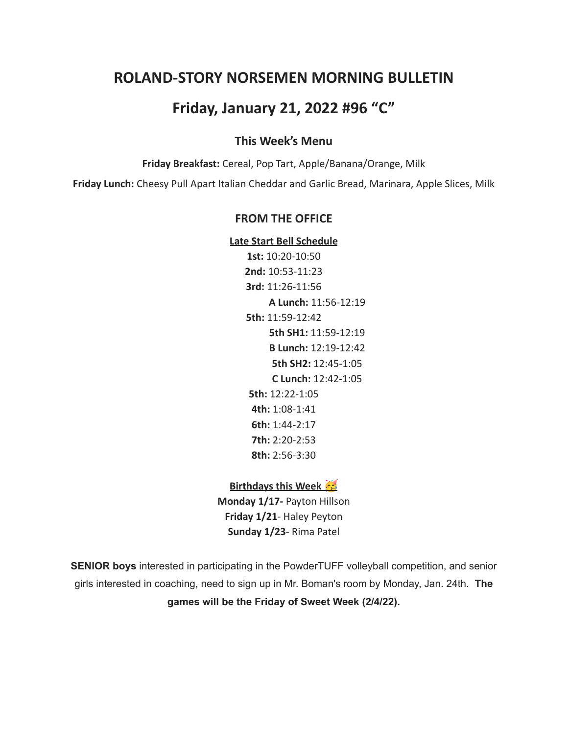# ROLAND-STORY NORSEMEN MORNING BULLETIN

## Friday, January 21, 2022 #96 "C"

### This Week's Menu

**Friday Breakfast:** Cereal, Pop Tart, Apple/Banana/Orange, Milk

**Friday Lunch:** Cheesy Pull Apart Italian Cheddar and Garlic Bread, Marinara, Apple Slices, Milk

### FROM THE OFFICE

**Late Start Bell Schedule**

**1st:** 10:20-10:50
**2nd:** 10:53-11:23
**3rd:** 11:26-11:56
**A Lunch:** 11:56-12:19
**5th:** 11:59-12:42
**5th SH1:** 11:59-12:19
**B Lunch:** 12:19-12:42
**5th SH2:** 12:45-1:05
**C Lunch:** 12:42-1:05
**5th:** 12:22-1:05
**4th:** 1:08-1:41
**6th:** 1:44-2:17
**7th:** 2:20-2:53
**8th:** 2:56-3:30

**Birthdays this Week 🥳**

**Monday 1/17-** Payton Hillson
**Friday 1/21**- Haley Peyton
**Sunday 1/23**- Rima Patel

**SENIOR boys** interested in participating in the PowderTUFF volleyball competition, and senior girls interested in coaching, need to sign up in Mr. Boman's room by Monday, Jan. 24th. **The games will be the Friday of Sweet Week (2/4/22).**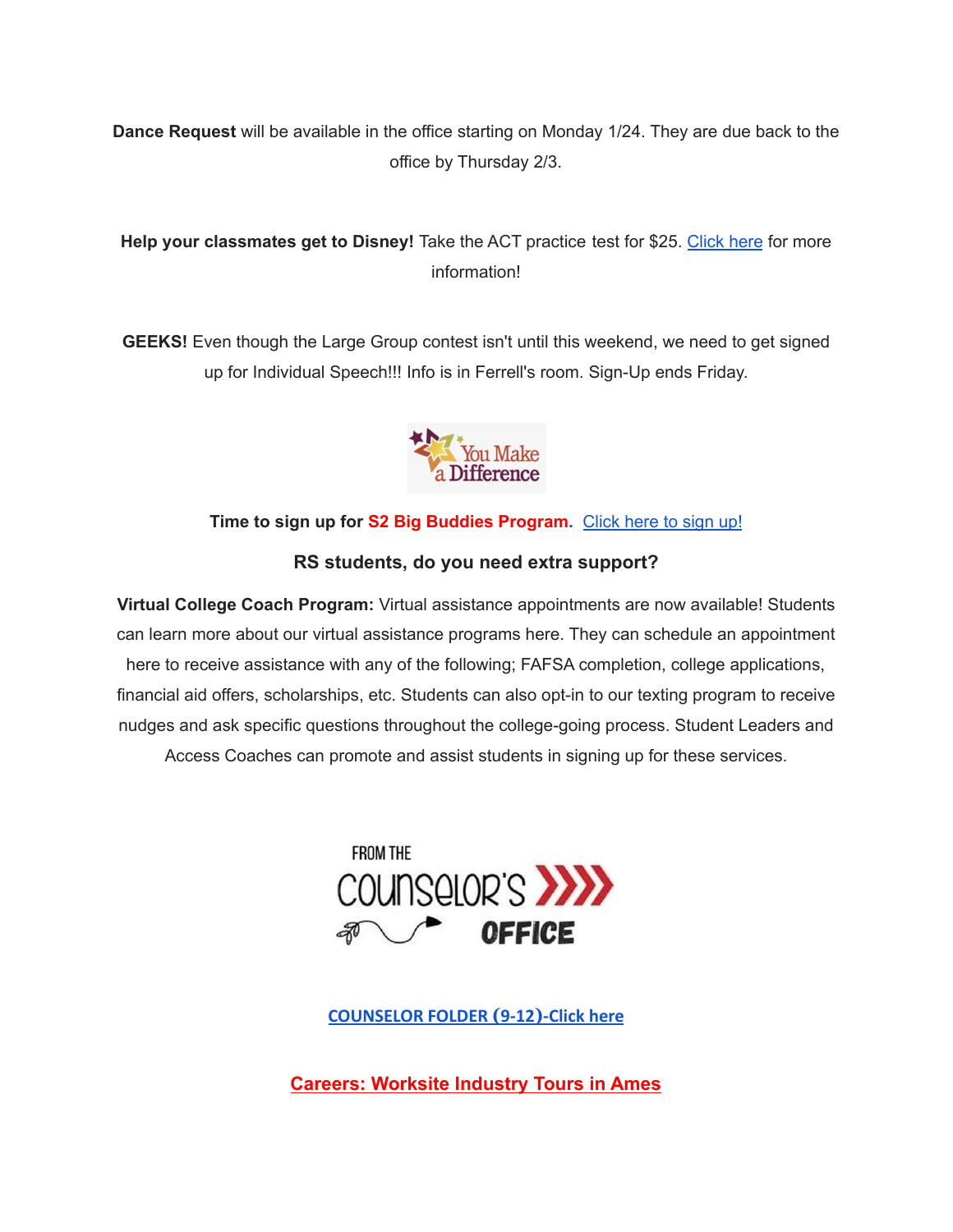**Dance Request** will be available in the office starting on Monday 1/24. They are due back to the office by Thursday 2/3.

**Help your classmates get to Disney!** Take the ACT practice test for $25. Click here for more information!

**GEEKS!** Even though the Large Group contest isn't until this weekend, we need to get signed up for Individual Speech!!! Info is in Ferrell's room. Sign-Up ends Friday.

You Make a Difference

**Time to sign up for S2 Big Buddies Program.** Click here to sign up!

**RS students, do you need extra support?**

**Virtual College Coach Program:** Virtual assistance appointments are now available! Students can learn more about our virtual assistance programs here. They can schedule an appointment here to receive assistance with any of the following; FAFSA completion, college applications, financial aid offers, scholarships, etc. Students can also opt-in to our texting program to receive nudges and ask specific questions throughout the college-going process. Student Leaders and Access Coaches can promote and assist students in signing up for these services.

FROM THE COUNSELOR'S OFFICE

**COUNSELOR FOLDER (9-12)-Click here**

**Careers: Worksite Industry Tours in Ames**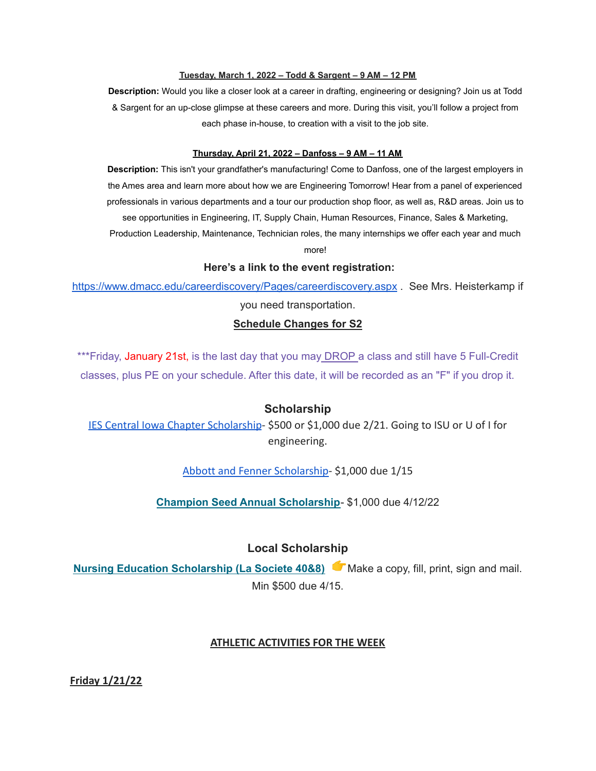**Tuesday, March 1, 2022 – Todd & Sargent – 9 AM – 12 PM**

**Description:** Would you like a closer look at a career in drafting, engineering or designing? Join us at Todd & Sargent for an up-close glimpse at these careers and more. During this visit, you'll follow a project from each phase in-house, to creation with a visit to the job site.

**Thursday, April 21, 2022 – Danfoss – 9 AM – 11 AM**

**Description:** This isn't your grandfather's manufacturing! Come to Danfoss, one of the largest employers in the Ames area and learn more about how we are Engineering Tomorrow! Hear from a panel of experienced professionals in various departments and a tour our production shop floor, as well as, R&D areas. Join us to see opportunities in Engineering, IT, Supply Chain, Human Resources, Finance, Sales & Marketing, Production Leadership, Maintenance, Technician roles, the many internships we offer each year and much more!

**Here's a link to the event registration:**

https://www.dmacc.edu/careerdiscovery/Pages/careerdiscovery.aspx . See Mrs. Heisterkamp if you need transportation.

**Schedule Changes for S2**

***Friday, January 21st, is the last day that you may DROP a class and still have 5 Full-Credit classes, plus PE on your schedule. After this date, it will be recorded as an "F" if you drop it.

## Scholarship

IES Central Iowa Chapter Scholarship- $500 or $1,000 due 2/21. Going to ISU or U of I for engineering.

Abbott and Fenner Scholarship- $1,000 due 1/15

**Champion Seed Annual Scholarship**- $1,000 due 4/12/22

## Local Scholarship

**Nursing Education Scholarship (La Societe 40&8)** 👉Make a copy, fill, print, sign and mail. Min $500 due 4/15.

**ATHLETIC ACTIVITIES FOR THE WEEK**

**Friday 1/21/22**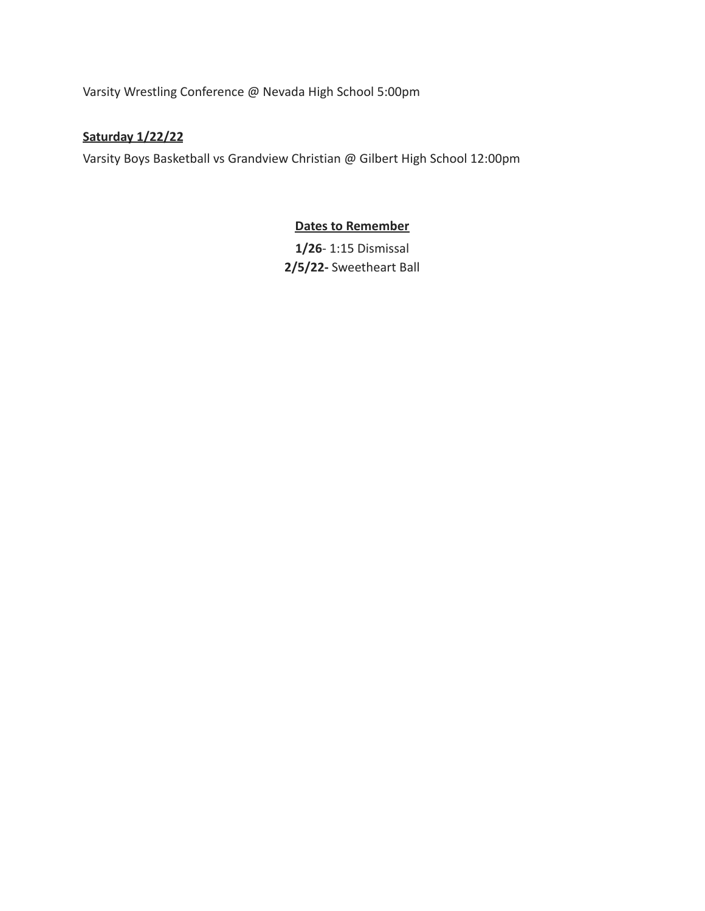Varsity Wrestling Conference @ Nevada High School 5:00pm

**Saturday 1/22/22**

Varsity Boys Basketball vs Grandview Christian @ Gilbert High School 12:00pm

**Dates to Remember**

**1/26**- 1:15 Dismissal
**2/5/22-** Sweetheart Ball